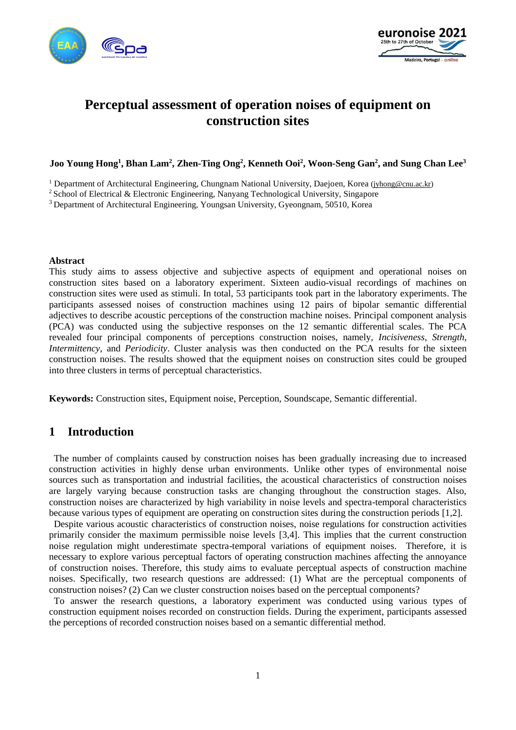# Perceptual assessment of operation noises of equipment on construction sites

**Joo Young Hong[1], Bhan Lam[2], Zhen-Ting Ong[2], Kenneth Ooi[2], Woon-Seng Gan[2], and Sung Chan Lee[3]**

[1] Department of Architectural Engineering, Chungnam National University, Daejoen, Korea (jyhong@cnu.ac.kr)
[2] School of Electrical & Electronic Engineering, Nanyang Technological University, Singapore
[3] Department of Architectural Engineering, Youngsan University, Gyeongnam, 50510, Korea

**Abstract**

This study aims to assess objective and subjective aspects of equipment and operational noises on construction sites based on a laboratory experiment. Sixteen audio-visual recordings of machines on construction sites were used as stimuli. In total, 53 participants took part in the laboratory experiments. The participants assessed noises of construction machines using 12 pairs of bipolar semantic differential adjectives to describe acoustic perceptions of the construction machine noises. Principal component analysis (PCA) was conducted using the subjective responses on the 12 semantic differential scales. The PCA revealed four principal components of perceptions construction noises, namely, *Incisiveness*, *Strength*, *Intermittency*, and *Periodicity*. Cluster analysis was then conducted on the PCA results for the sixteen construction noises. The results showed that the equipment noises on construction sites could be grouped into three clusters in terms of perceptual characteristics.

**Keywords:** Construction sites, Equipment noise, Perception, Soundscape, Semantic differential.

## 1 Introduction

The number of complaints caused by construction noises has been gradually increasing due to increased construction activities in highly dense urban environments. Unlike other types of environmental noise sources such as transportation and industrial facilities, the acoustical characteristics of construction noises are largely varying because construction tasks are changing throughout the construction stages. Also, construction noises are characterized by high variability in noise levels and spectra-temporal characteristics because various types of equipment are operating on construction sites during the construction periods [1,2].

Despite various acoustic characteristics of construction noises, noise regulations for construction activities primarily consider the maximum permissible noise levels [3,4]. This implies that the current construction noise regulation might underestimate spectra-temporal variations of equipment noises. Therefore, it is necessary to explore various perceptual factors of operating construction machines affecting the annoyance of construction noises. Therefore, this study aims to evaluate perceptual aspects of construction machine noises. Specifically, two research questions are addressed: (1) What are the perceptual components of construction noises? (2) Can we cluster construction noises based on the perceptual components?

To answer the research questions, a laboratory experiment was conducted using various types of construction equipment noises recorded on construction fields. During the experiment, participants assessed the perceptions of recorded construction noises based on a semantic differential method.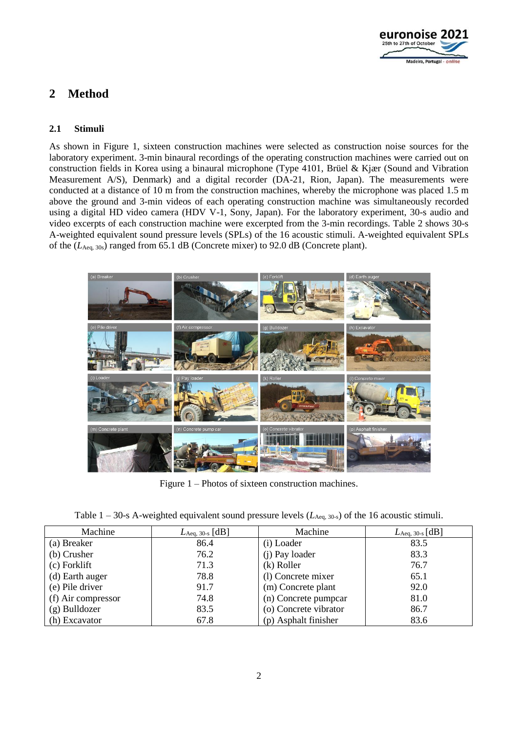## 2 Method

### 2.1 Stimuli

As shown in Figure 1, sixteen construction machines were selected as construction noise sources for the laboratory experiment. 3-min binaural recordings of the operating construction machines were carried out on construction fields in Korea using a binaural microphone (Type 4101, Brüel & Kjær (Sound and Vibration Measurement A/S), Denmark) and a digital recorder (DA-21, Rion, Japan). The measurements were conducted at a distance of 10 m from the construction machines, whereby the microphone was placed 1.5 m above the ground and 3-min videos of each operating construction machine was simultaneously recorded using a digital HD video camera (HDV V-1, Sony, Japan). For the laboratory experiment, 30-s audio and video excerpts of each construction machine were excerpted from the 3-min recordings. Table 2 shows 30-s A-weighted equivalent sound pressure levels (SPLs) of the 16 acoustic stimuli. A-weighted equivalent SPLs of the ($L_{\mathrm{Aeq,\,30s}}$) ranged from 65.1 dB (Concrete mixer) to 92.0 dB (Concrete plant).

Figure 1 – Photos of sixteen construction machines.

Table 1 – 30-s A-weighted equivalent sound pressure levels ($L_{\mathrm{Aeq,\,30\text{-}s}}$) of the 16 acoustic stimuli.

| Machine | $L_{\mathrm{Aeq,\,30\text{-}s}}$ [dB] | Machine | $L_{\mathrm{Aeq,\,30\text{-}s}}$ [dB] |
|---|---|---|---|
| (a) Breaker | 86.4 | (i) Loader | 83.5 |
| (b) Crusher | 76.2 | (j) Pay loader | 83.3 |
| (c) Forklift | 71.3 | (k) Roller | 76.7 |
| (d) Earth auger | 78.8 | (l) Concrete mixer | 65.1 |
| (e) Pile driver | 91.7 | (m) Concrete plant | 92.0 |
| (f) Air compressor | 74.8 | (n) Concrete pumpcar | 81.0 |
| (g) Bulldozer | 83.5 | (o) Concrete vibrator | 86.7 |
| (h) Excavator | 67.8 | (p) Asphalt finisher | 83.6 |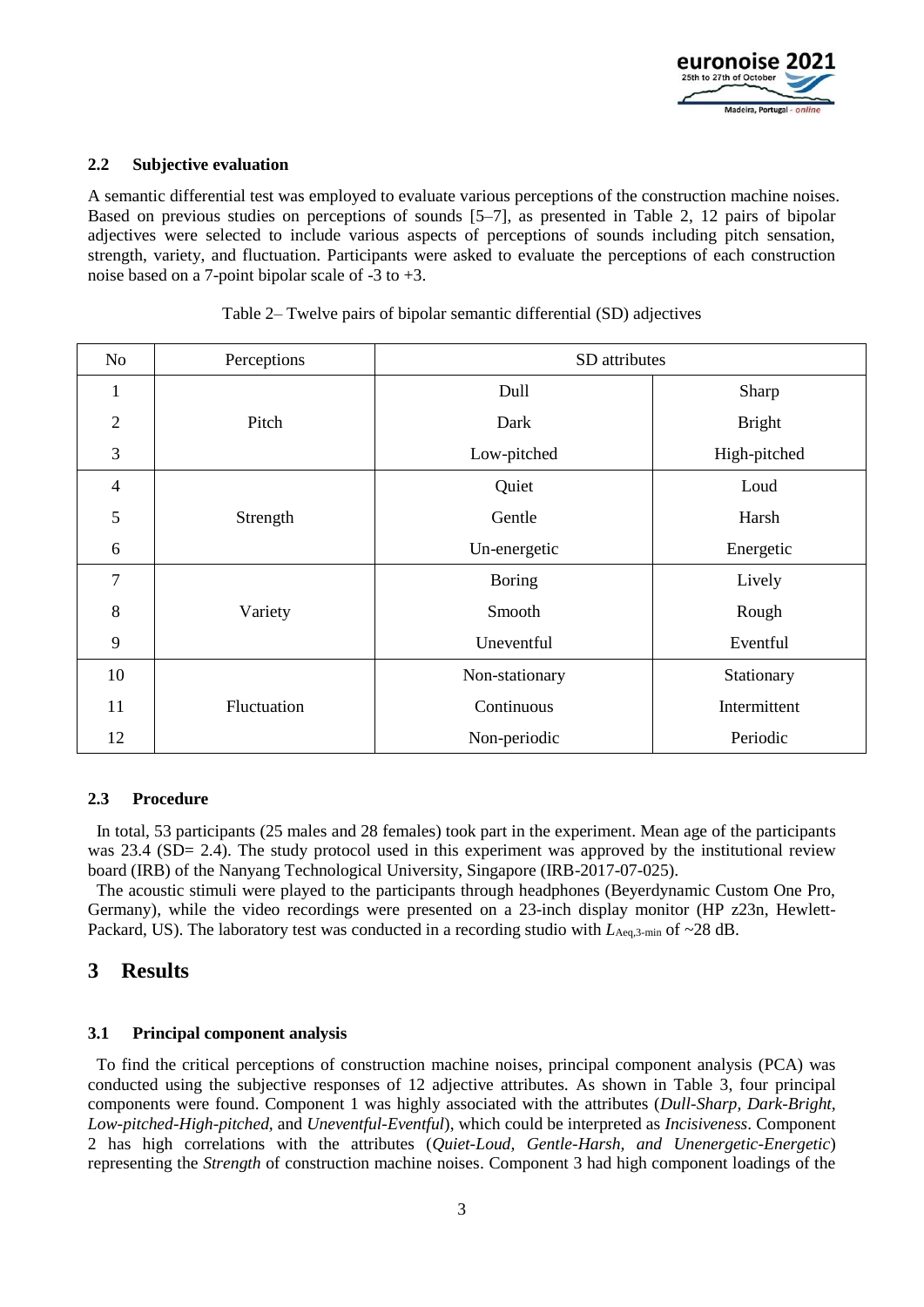### 2.2 Subjective evaluation

A semantic differential test was employed to evaluate various perceptions of the construction machine noises. Based on previous studies on perceptions of sounds [5–7], as presented in Table 2, 12 pairs of bipolar adjectives were selected to include various aspects of perceptions of sounds including pitch sensation, strength, variety, and fluctuation. Participants were asked to evaluate the perceptions of each construction noise based on a 7-point bipolar scale of -3 to +3.

Table 2– Twelve pairs of bipolar semantic differential (SD) adjectives

| No | Perceptions | SD attributes | |
|---|---|---|---|
| 1 | Pitch | Dull | Sharp |
| 2 | | Dark | Bright |
| 3 | | Low-pitched | High-pitched |
| 4 | Strength | Quiet | Loud |
| 5 | | Gentle | Harsh |
| 6 | | Un-energetic | Energetic |
| 7 | Variety | Boring | Lively |
| 8 | | Smooth | Rough |
| 9 | | Uneventful | Eventful |
| 10 | Fluctuation | Non-stationary | Stationary |
| 11 | | Continuous | Intermittent |
| 12 | | Non-periodic | Periodic |

### 2.3 Procedure

In total, 53 participants (25 males and 28 females) took part in the experiment. Mean age of the participants was 23.4 (SD= 2.4). The study protocol used in this experiment was approved by the institutional review board (IRB) of the Nanyang Technological University, Singapore (IRB-2017-07-025).

The acoustic stimuli were played to the participants through headphones (Beyerdynamic Custom One Pro, Germany), while the video recordings were presented on a 23-inch display monitor (HP z23n, Hewlett-Packard, US). The laboratory test was conducted in a recording studio with $L_{\text{Aeq,3-min}}$ of ~28 dB.

## 3 Results

### 3.1 Principal component analysis

To find the critical perceptions of construction machine noises, principal component analysis (PCA) was conducted using the subjective responses of 12 adjective attributes. As shown in Table 3, four principal components were found. Component 1 was highly associated with the attributes (*Dull-Sharp*, *Dark-Bright*, *Low-pitched-High-pitched*, and *Uneventful-Eventful*), which could be interpreted as *Incisiveness*. Component 2 has high correlations with the attributes (*Quiet-Loud*, *Gentle-Harsh*, *and Unenergetic-Energetic*) representing the *Strength* of construction machine noises. Component 3 had high component loadings of the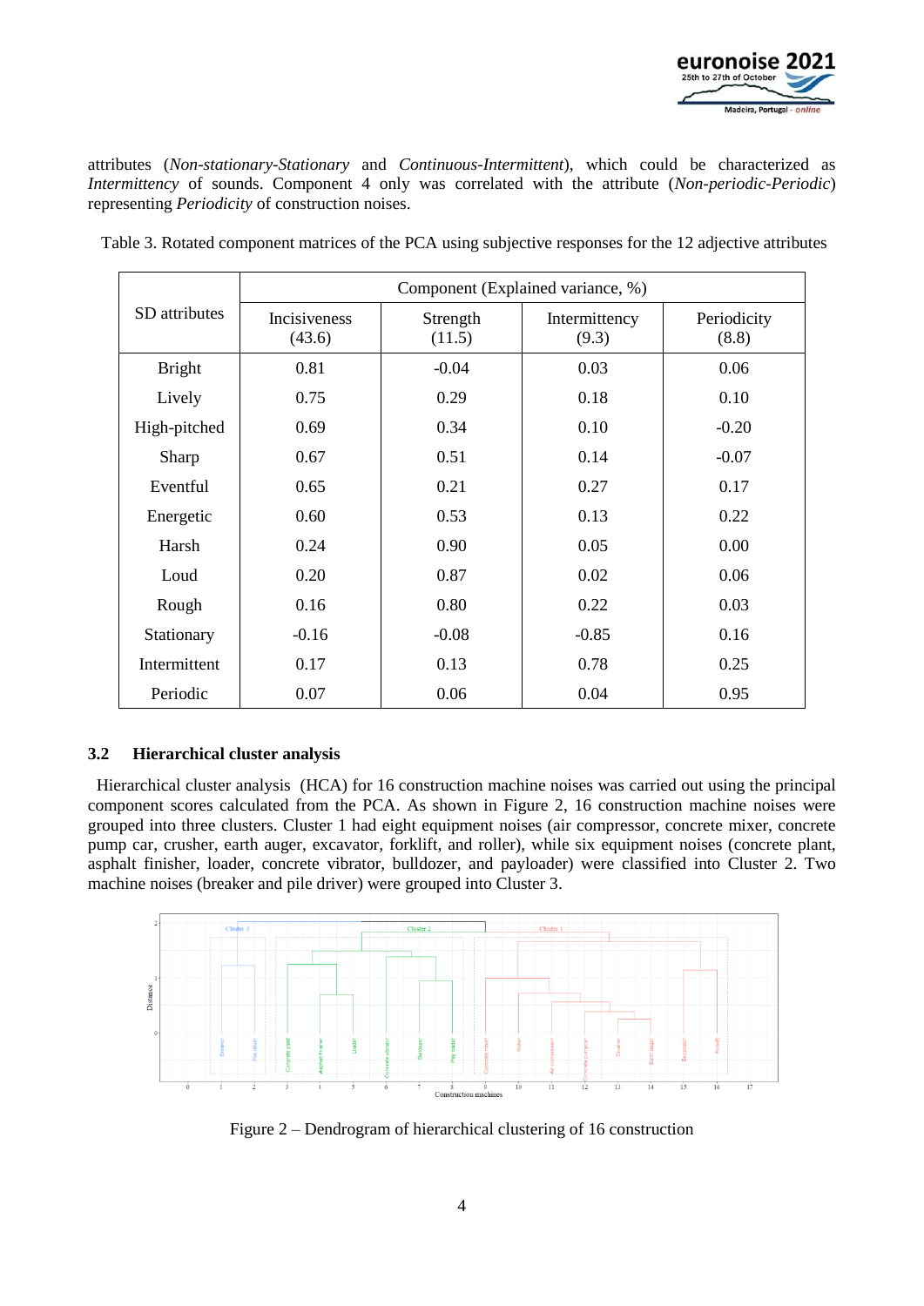attributes (*Non-stationary-Stationary* and *Continuous-Intermittent*), which could be characterized as *Intermittency* of sounds. Component 4 only was correlated with the attribute (*Non-periodic-Periodic*) representing *Periodicity* of construction noises.

Table 3. Rotated component matrices of the PCA using subjective responses for the 12 adjective attributes

| SD attributes | Component (Explained variance, %) | | | |
|---|---|---|---|---|
| | Incisiveness (43.6) | Strength (11.5) | Intermittency (9.3) | Periodicity (8.8) |
| Bright | 0.81 | -0.04 | 0.03 | 0.06 |
| Lively | 0.75 | 0.29 | 0.18 | 0.10 |
| High-pitched | 0.69 | 0.34 | 0.10 | -0.20 |
| Sharp | 0.67 | 0.51 | 0.14 | -0.07 |
| Eventful | 0.65 | 0.21 | 0.27 | 0.17 |
| Energetic | 0.60 | 0.53 | 0.13 | 0.22 |
| Harsh | 0.24 | 0.90 | 0.05 | 0.00 |
| Loud | 0.20 | 0.87 | 0.02 | 0.06 |
| Rough | 0.16 | 0.80 | 0.22 | 0.03 |
| Stationary | -0.16 | -0.08 | -0.85 | 0.16 |
| Intermittent | 0.17 | 0.13 | 0.78 | 0.25 |
| Periodic | 0.07 | 0.06 | 0.04 | 0.95 |

### 3.2 Hierarchical cluster analysis

Hierarchical cluster analysis (HCA) for 16 construction machine noises was carried out using the principal component scores calculated from the PCA. As shown in Figure 2, 16 construction machine noises were grouped into three clusters. Cluster 1 had eight equipment noises (air compressor, concrete mixer, concrete pump car, crusher, earth auger, excavator, forklift, and roller), while six equipment noises (concrete plant, asphalt finisher, loader, concrete vibrator, bulldozer, and payloader) were classified into Cluster 2. Two machine noises (breaker and pile driver) were grouped into Cluster 3.

Figure 2 – Dendrogram of hierarchical clustering of 16 construction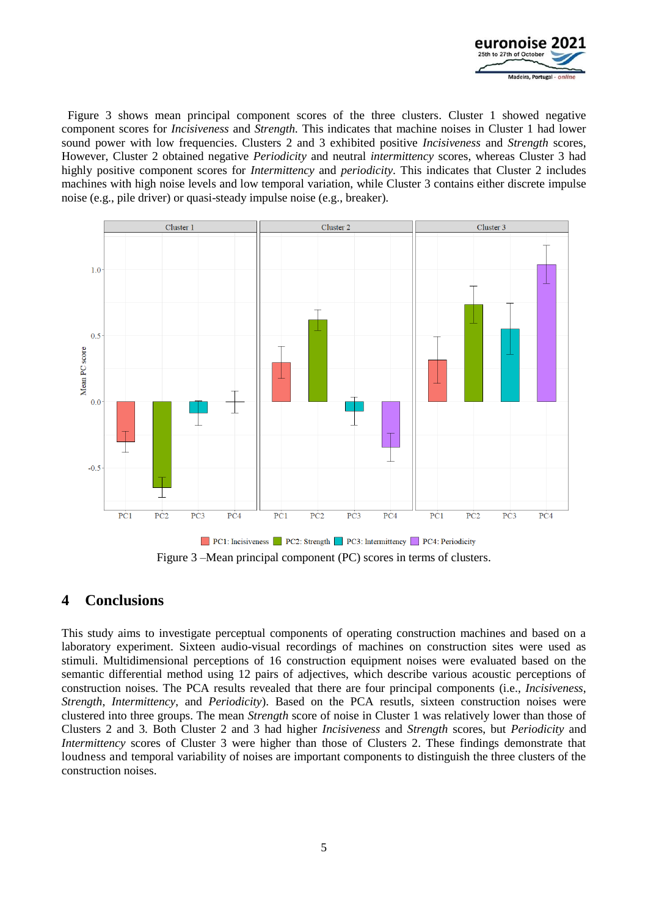Figure 3 shows mean principal component scores of the three clusters. Cluster 1 showed negative component scores for *Incisiveness* and *Strength*. This indicates that machine noises in Cluster 1 had lower sound power with low frequencies. Clusters 2 and 3 exhibited positive *Incisiveness* and *Strength* scores, However, Cluster 2 obtained negative *Periodicity* and neutral *intermittency* scores, whereas Cluster 3 had highly positive component scores for *Intermittency* and *periodicity*. This indicates that Cluster 2 includes machines with high noise levels and low temporal variation, while Cluster 3 contains either discrete impulse noise (e.g., pile driver) or quasi-steady impulse noise (e.g., breaker).

Figure 3 –Mean principal component (PC) scores in terms of clusters.

## 4 Conclusions

This study aims to investigate perceptual components of operating construction machines and based on a laboratory experiment. Sixteen audio-visual recordings of machines on construction sites were used as stimuli. Multidimensional perceptions of 16 construction equipment noises were evaluated based on the semantic differential method using 12 pairs of adjectives, which describe various acoustic perceptions of construction noises. The PCA results revealed that there are four principal components (i.e., *Incisiveness*, *Strength*, *Intermittency*, and *Periodicity*). Based on the PCA resutls, sixteen construction noises were clustered into three groups. The mean *Strength* score of noise in Cluster 1 was relatively lower than those of Clusters 2 and 3. Both Cluster 2 and 3 had higher *Incisiveness* and *Strength* scores, but *Periodicity* and *Intermittency* scores of Cluster 3 were higher than those of Clusters 2. These findings demonstrate that loudness and temporal variability of noises are important components to distinguish the three clusters of the construction noises.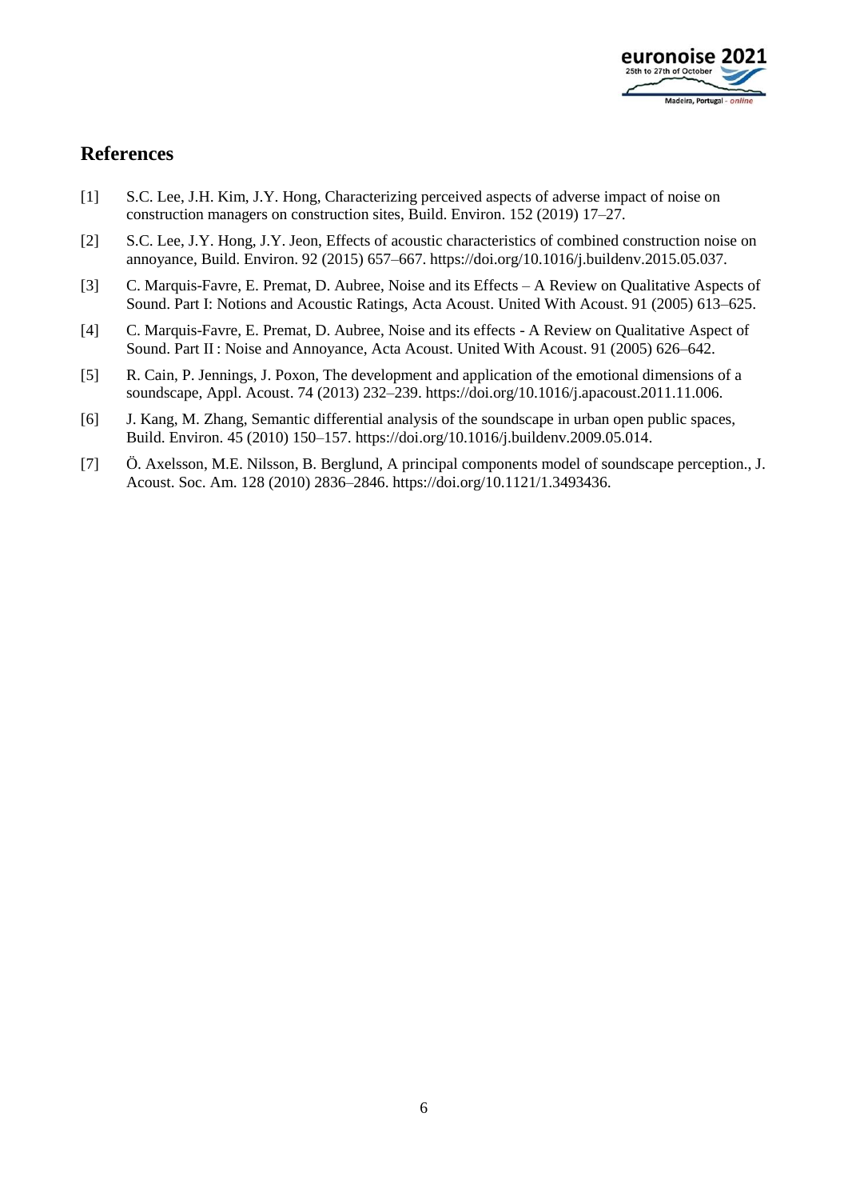## References

[1] S.C. Lee, J.H. Kim, J.Y. Hong, Characterizing perceived aspects of adverse impact of noise on construction managers on construction sites, Build. Environ. 152 (2019) 17–27.

[2] S.C. Lee, J.Y. Hong, J.Y. Jeon, Effects of acoustic characteristics of combined construction noise on annoyance, Build. Environ. 92 (2015) 657–667. https://doi.org/10.1016/j.buildenv.2015.05.037.

[3] C. Marquis-Favre, E. Premat, D. Aubree, Noise and its Effects – A Review on Qualitative Aspects of Sound. Part I: Notions and Acoustic Ratings, Acta Acoust. United With Acoust. 91 (2005) 613–625.

[4] C. Marquis-Favre, E. Premat, D. Aubree, Noise and its effects - A Review on Qualitative Aspect of Sound. Part II : Noise and Annoyance, Acta Acoust. United With Acoust. 91 (2005) 626–642.

[5] R. Cain, P. Jennings, J. Poxon, The development and application of the emotional dimensions of a soundscape, Appl. Acoust. 74 (2013) 232–239. https://doi.org/10.1016/j.apacoust.2011.11.006.

[6] J. Kang, M. Zhang, Semantic differential analysis of the soundscape in urban open public spaces, Build. Environ. 45 (2010) 150–157. https://doi.org/10.1016/j.buildenv.2009.05.014.

[7] Ö. Axelsson, M.E. Nilsson, B. Berglund, A principal components model of soundscape perception., J. Acoust. Soc. Am. 128 (2010) 2836–2846. https://doi.org/10.1121/1.3493436.